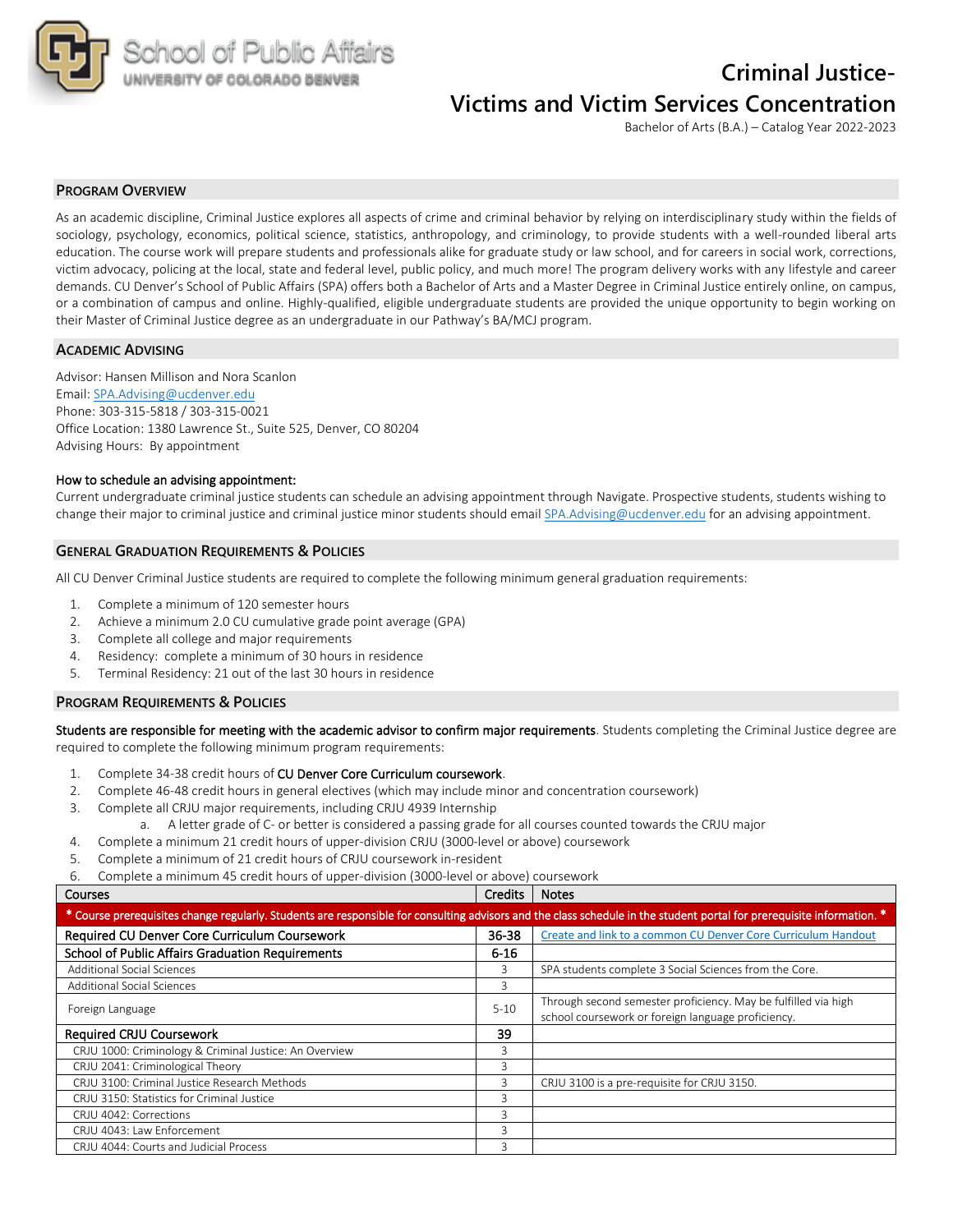School of Public Affairs
UNIVERSITY OF COLORADO DENVER

# Criminal Justice-
# Victims and Victim Services Concentration

Bachelor of Arts (B.A.) – Catalog Year 2022-2023

## Program Overview

As an academic discipline, Criminal Justice explores all aspects of crime and criminal behavior by relying on interdisciplinary study within the fields of sociology, psychology, economics, political science, statistics, anthropology, and criminology, to provide students with a well-rounded liberal arts education. The course work will prepare students and professionals alike for graduate study or law school, and for careers in social work, corrections, victim advocacy, policing at the local, state and federal level, public policy, and much more! The program delivery works with any lifestyle and career demands. CU Denver's School of Public Affairs (SPA) offers both a Bachelor of Arts and a Master Degree in Criminal Justice entirely online, on campus, or a combination of campus and online. Highly-qualified, eligible undergraduate students are provided the unique opportunity to begin working on their Master of Criminal Justice degree as an undergraduate in our Pathway's BA/MCJ program.

## Academic Advising

Advisor: Hansen Millison and Nora Scanlon
Email: SPA.Advising@ucdenver.edu
Phone: 303-315-5818 / 303-315-0021
Office Location: 1380 Lawrence St., Suite 525, Denver, CO 80204
Advising Hours: By appointment

**How to schedule an advising appointment:**
Current undergraduate criminal justice students can schedule an advising appointment through Navigate. Prospective students, students wishing to change their major to criminal justice and criminal justice minor students should email SPA.Advising@ucdenver.edu for an advising appointment.

## General Graduation Requirements & Policies

All CU Denver Criminal Justice students are required to complete the following minimum general graduation requirements:

1. Complete a minimum of 120 semester hours
2. Achieve a minimum 2.0 CU cumulative grade point average (GPA)
3. Complete all college and major requirements
4. Residency: complete a minimum of 30 hours in residence
5. Terminal Residency: 21 out of the last 30 hours in residence

## Program Requirements & Policies

**Students are responsible for meeting with the academic advisor to confirm major requirements**. Students completing the Criminal Justice degree are required to complete the following minimum program requirements:

1. Complete 34-38 credit hours of CU Denver Core Curriculum coursework.
2. Complete 46-48 credit hours in general electives (which may include minor and concentration coursework)
3. Complete all CRJU major requirements, including CRJU 4939 Internship
   a. A letter grade of C- or better is considered a passing grade for all courses counted towards the CRJU major
4. Complete a minimum 21 credit hours of upper-division CRJU (3000-level or above) coursework
5. Complete a minimum of 21 credit hours of CRJU coursework in-resident
6. Complete a minimum 45 credit hours of upper-division (3000-level or above) coursework

| Courses | Credits | Notes |
|---|---|---|
| * Course prerequisites change regularly. Students are responsible for consulting advisors and the class schedule in the student portal for prerequisite information. * | | |
| **Required CU Denver Core Curriculum Coursework** | **36-38** | Create and link to a common CU Denver Core Curriculum Handout |
| **School of Public Affairs Graduation Requirements** | **6-16** | |
| Additional Social Sciences | 3 | SPA students complete 3 Social Sciences from the Core. |
| Additional Social Sciences | 3 | |
| Foreign Language | 5-10 | Through second semester proficiency. May be fulfilled via high school coursework or foreign language proficiency. |
| **Required CRJU Coursework** | **39** | |
| CRJU 1000: Criminology & Criminal Justice: An Overview | 3 | |
| CRJU 2041: Criminological Theory | 3 | |
| CRJU 3100: Criminal Justice Research Methods | 3 | CRJU 3100 is a pre-requisite for CRJU 3150. |
| CRJU 3150: Statistics for Criminal Justice | 3 | |
| CRJU 4042: Corrections | 3 | |
| CRJU 4043: Law Enforcement | 3 | |
| CRJU 4044: Courts and Judicial Process | 3 | |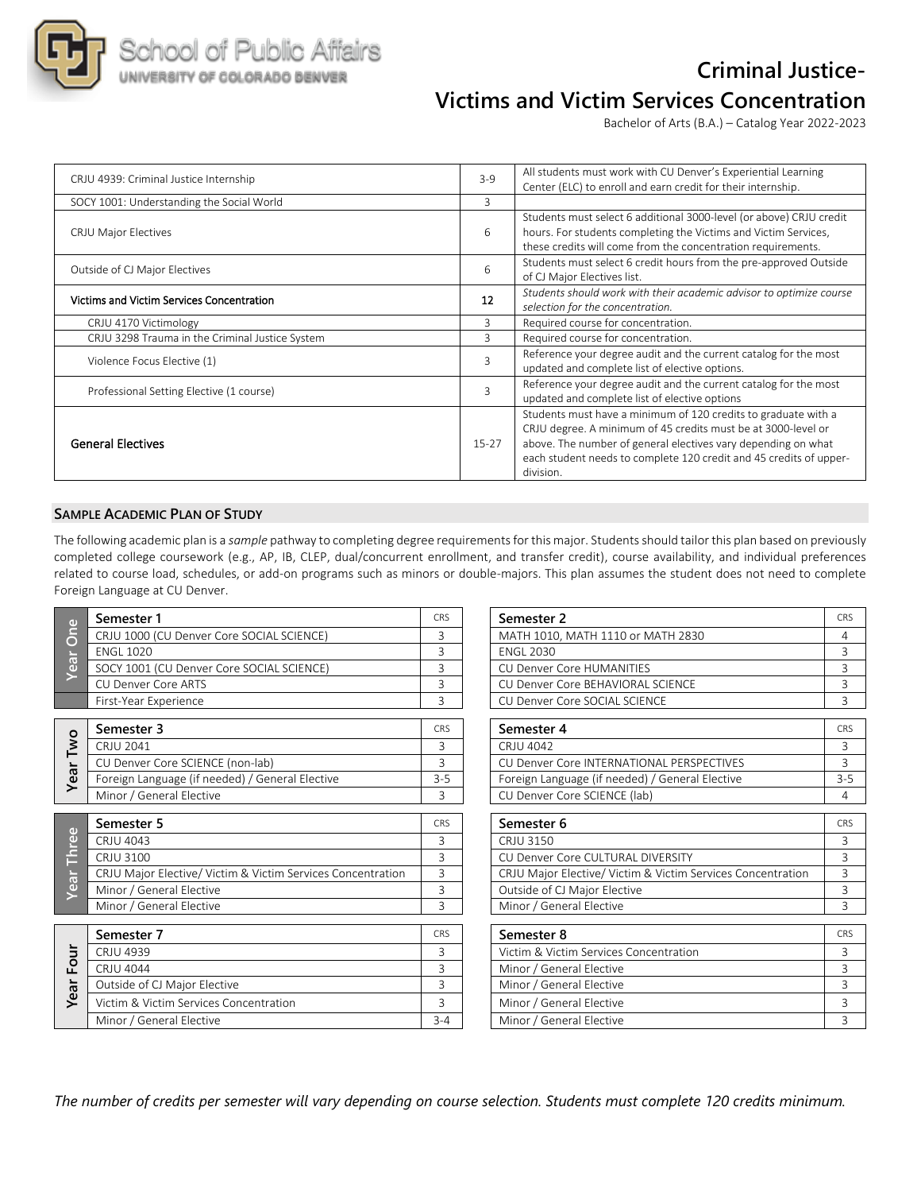# Criminal Justice- Victims and Victim Services Concentration

Bachelor of Arts (B.A.) – Catalog Year 2022-2023

| Course | Credits | Notes |
|---|---|---|
| CRJU 4939: Criminal Justice Internship | 3-9 | All students must work with CU Denver's Experiential Learning Center (ELC) to enroll and earn credit for their internship. |
| SOCY 1001: Understanding the Social World | 3 | |
| CRJU Major Electives | 6 | Students must select 6 additional 3000-level (or above) CRJU credit hours. For students completing the Victims and Victim Services, these credits will come from the concentration requirements. |
| Outside of CJ Major Electives | 6 | Students must select 6 credit hours from the pre-approved Outside of CJ Major Electives list. |
| **Victims and Victim Services Concentration** | **12** | *Students should work with their academic advisor to optimize course selection for the concentration.* |
| CRJU 4170 Victimology | 3 | Required course for concentration. |
| CRJU 3298 Trauma in the Criminal Justice System | 3 | Required course for concentration. |
| Violence Focus Elective (1) | 3 | Reference your degree audit and the current catalog for the most updated and complete list of elective options. |
| Professional Setting Elective (1 course) | 3 | Reference your degree audit and the current catalog for the most updated and complete list of elective options |
| General Electives | 15-27 | Students must have a minimum of 120 credits to graduate with a CRJU degree. A minimum of 45 credits must be at 3000-level or above. The number of general electives vary depending on what each student needs to complete 120 credit and 45 credits of upper-division. |

## Sample Academic Plan of Study

The following academic plan is a *sample* pathway to completing degree requirements for this major. Students should tailor this plan based on previously completed college coursework (e.g., AP, IB, CLEP, dual/concurrent enrollment, and transfer credit), course availability, and individual preferences related to course load, schedules, or add-on programs such as minors or double-majors. This plan assumes the student does not need to complete Foreign Language at CU Denver.

### Year One

| Semester 1 | CRS |
|---|---|
| CRJU 1000 (CU Denver Core SOCIAL SCIENCE) | 3 |
| ENGL 1020 | 3 |
| SOCY 1001 (CU Denver Core SOCIAL SCIENCE) | 3 |
| CU Denver Core ARTS | 3 |
| First-Year Experience | 3 |

| Semester 2 | CRS |
|---|---|
| MATH 1010, MATH 1110 or MATH 2830 | 4 |
| ENGL 2030 | 3 |
| CU Denver Core HUMANITIES | 3 |
| CU Denver Core BEHAVIORAL SCIENCE | 3 |
| CU Denver Core SOCIAL SCIENCE | 3 |

### Year Two

| Semester 3 | CRS |
|---|---|
| CRJU 2041 | 3 |
| CU Denver Core SCIENCE (non-lab) | 3 |
| Foreign Language (if needed) / General Elective | 3-5 |
| Minor / General Elective | 3 |

| Semester 4 | CRS |
|---|---|
| CRJU 4042 | 3 |
| CU Denver Core INTERNATIONAL PERSPECTIVES | 3 |
| Foreign Language (if needed) / General Elective | 3-5 |
| CU Denver Core SCIENCE (lab) | 4 |

### Year Three

| Semester 5 | CRS |
|---|---|
| CRJU 4043 | 3 |
| CRJU 3100 | 3 |
| CRJU Major Elective/ Victim & Victim Services Concentration | 3 |
| Minor / General Elective | 3 |
| Minor / General Elective | 3 |

| Semester 6 | CRS |
|---|---|
| CRJU 3150 | 3 |
| CU Denver Core CULTURAL DIVERSITY | 3 |
| CRJU Major Elective/ Victim & Victim Services Concentration | 3 |
| Outside of CJ Major Elective | 3 |
| Minor / General Elective | 3 |

### Year Four

| Semester 7 | CRS |
|---|---|
| CRJU 4939 | 3 |
| CRJU 4044 | 3 |
| Outside of CJ Major Elective | 3 |
| Victim & Victim Services Concentration | 3 |
| Minor / General Elective | 3-4 |

| Semester 8 | CRS |
|---|---|
| Victim & Victim Services Concentration | 3 |
| Minor / General Elective | 3 |
| Minor / General Elective | 3 |
| Minor / General Elective | 3 |
| Minor / General Elective | 3 |

*The number of credits per semester will vary depending on course selection. Students must complete 120 credits minimum.*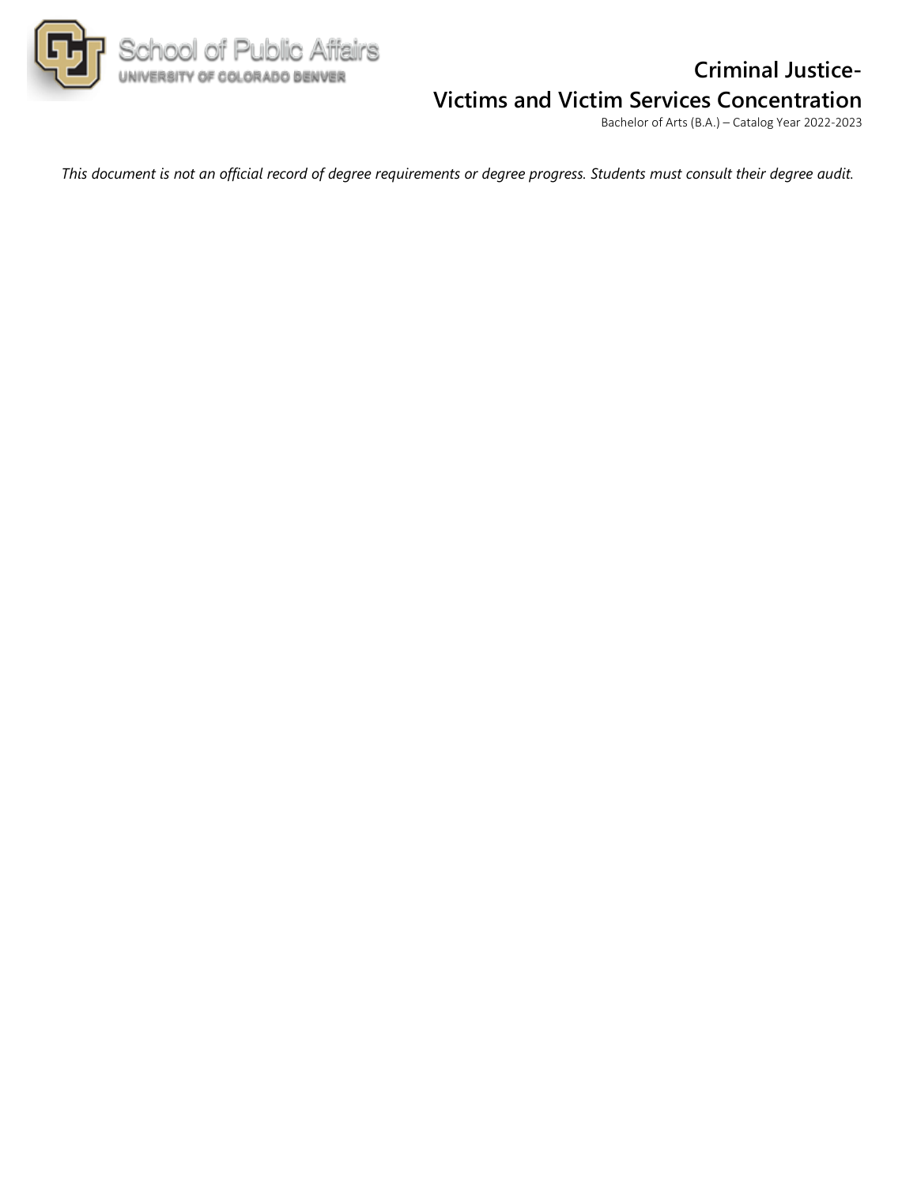# Criminal Justice-
# Victims and Victim Services Concentration

Bachelor of Arts (B.A.) – Catalog Year 2022-2023

*This document is not an official record of degree requirements or degree progress. Students must consult their degree audit.*